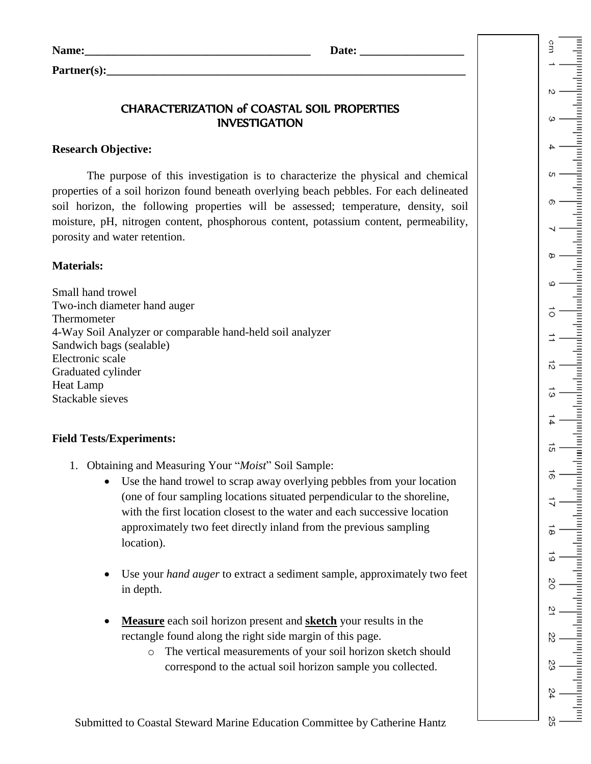**Name:**_______________________________________ **Date:** _________________

**Partner(s):**_______________________________________________________________

## CHARACTERIZATION of COASTAL SOIL PROPERTIES INVESTIGATION

**Research Objective:**

The purpose of this investigation is to characterize the physical and chemical properties of a soil horizon found beneath overlying beach pebbles. For each delineated soil horizon, the following properties will be assessed; temperature, density, soil moisture, pH, nitrogen content, phosphorous content, potassium content, permeability, porosity and water retention.

**Materials:**

Small hand trowel
Two-inch diameter hand auger
Thermometer
4-Way Soil Analyzer or comparable hand-held soil analyzer
Sandwich bags (sealable)
Electronic scale
Graduated cylinder
Heat Lamp
Stackable sieves

**Field Tests/Experiments:**

1. Obtaining and Measuring Your "*Moist*" Soil Sample:
   - Use the hand trowel to scrap away overlying pebbles from your location (one of four sampling locations situated perpendicular to the shoreline, with the first location closest to the water and each successive location approximately two feet directly inland from the previous sampling location).
   - Use your *hand auger* to extract a sediment sample, approximately two feet in depth.
   - **Measure** each soil horizon present and **sketch** your results in the rectangle found along the right side margin of this page.
     - The vertical measurements of your soil horizon sketch should correspond to the actual soil horizon sample you collected.

cm 1 2 3 4 5 6 7 8 9 10 11 12 13 14 15 16 17 18 19 20 21 22 23 24 25

Submitted to Coastal Steward Marine Education Committee by Catherine Hantz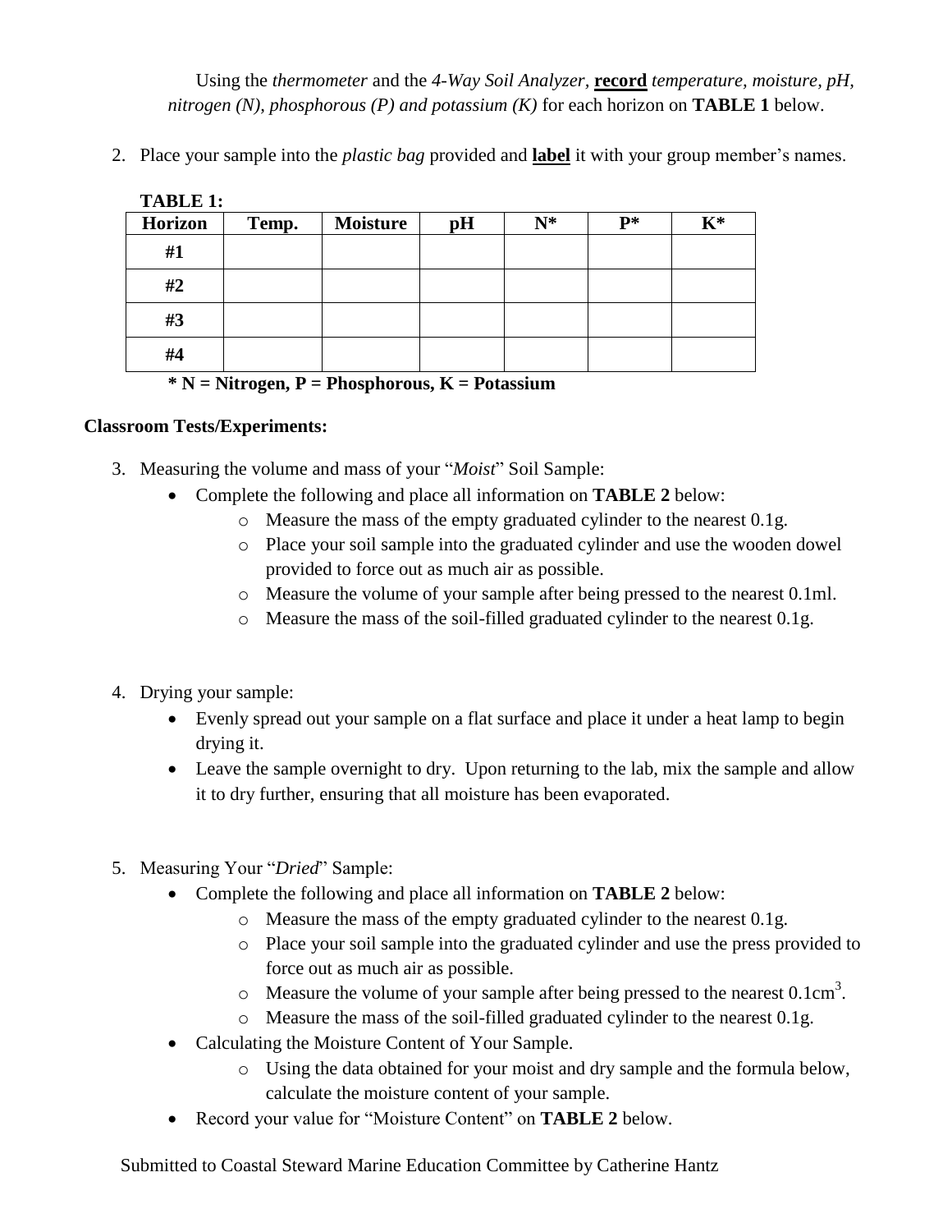Using the *thermometer* and the *4-Way Soil Analyzer*, **record** *temperature, moisture, pH, nitrogen (N), phosphorous (P) and potassium (K)* for each horizon on **TABLE 1** below.

2. Place your sample into the *plastic bag* provided and **label** it with your group member's names.

**TABLE 1:**

| Horizon | Temp. | Moisture | pH | N* | P* | K* |
|---|---|---|---|---|---|---|
| #1 | | | | | | |
| #2 | | | | | | |
| #3 | | | | | | |
| #4 | | | | | | |

**\* N = Nitrogen, P = Phosphorous, K = Potassium**

**Classroom Tests/Experiments:**

3. Measuring the volume and mass of your "*Moist*" Soil Sample:
    - Complete the following and place all information on **TABLE 2** below:
        - Measure the mass of the empty graduated cylinder to the nearest 0.1g.
        - Place your soil sample into the graduated cylinder and use the wooden dowel provided to force out as much air as possible.
        - Measure the volume of your sample after being pressed to the nearest 0.1ml.
        - Measure the mass of the soil-filled graduated cylinder to the nearest 0.1g.

4. Drying your sample:
    - Evenly spread out your sample on a flat surface and place it under a heat lamp to begin drying it.
    - Leave the sample overnight to dry. Upon returning to the lab, mix the sample and allow it to dry further, ensuring that all moisture has been evaporated.

5. Measuring Your "*Dried*" Sample:
    - Complete the following and place all information on **TABLE 2** below:
        - Measure the mass of the empty graduated cylinder to the nearest 0.1g.
        - Place your soil sample into the graduated cylinder and use the press provided to force out as much air as possible.
        - Measure the volume of your sample after being pressed to the nearest $0.1\text{cm}^3$.
        - Measure the mass of the soil-filled graduated cylinder to the nearest 0.1g.
    - Calculating the Moisture Content of Your Sample.
        - Using the data obtained for your moist and dry sample and the formula below, calculate the moisture content of your sample.
    - Record your value for "Moisture Content" on **TABLE 2** below.

Submitted to Coastal Steward Marine Education Committee by Catherine Hantz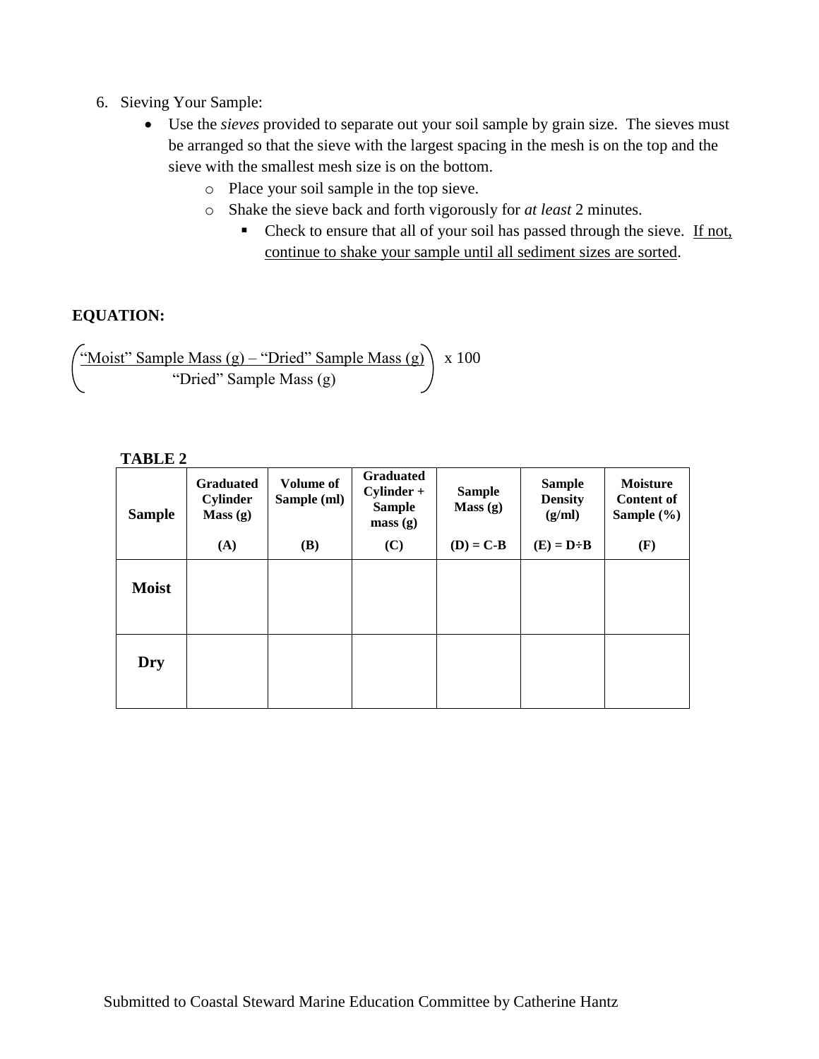6. Sieving Your Sample:
   - Use the *sieves* provided to separate out your soil sample by grain size. The sieves must be arranged so that the sieve with the largest spacing in the mesh is on the top and the sieve with the smallest mesh size is on the bottom.
     - Place your soil sample in the top sieve.
     - Shake the sieve back and forth vigorously for *at least* 2 minutes.
       - Check to ensure that all of your soil has passed through the sieve. <u>If not, continue to shake your sample until all sediment sizes are sorted</u>.

**EQUATION:**

$$\left(\frac{\text{“Moist” Sample Mass (g)} - \text{“Dried” Sample Mass (g)}}{\text{“Dried” Sample Mass (g)}}\right) \times 100$$

**TABLE 2**

| Sample | Graduated Cylinder Mass (g) (A) | Volume of Sample (ml) (B) | Graduated Cylinder + Sample mass (g) (C) | Sample Mass (g) (D) = C-B | Sample Density (g/ml) (E) = D÷B | Moisture Content of Sample (%) (F) |
|---|---|---|---|---|---|---|
| **Moist** | | | | | | |
| **Dry** | | | | | | |

Submitted to Coastal Steward Marine Education Committee by Catherine Hantz